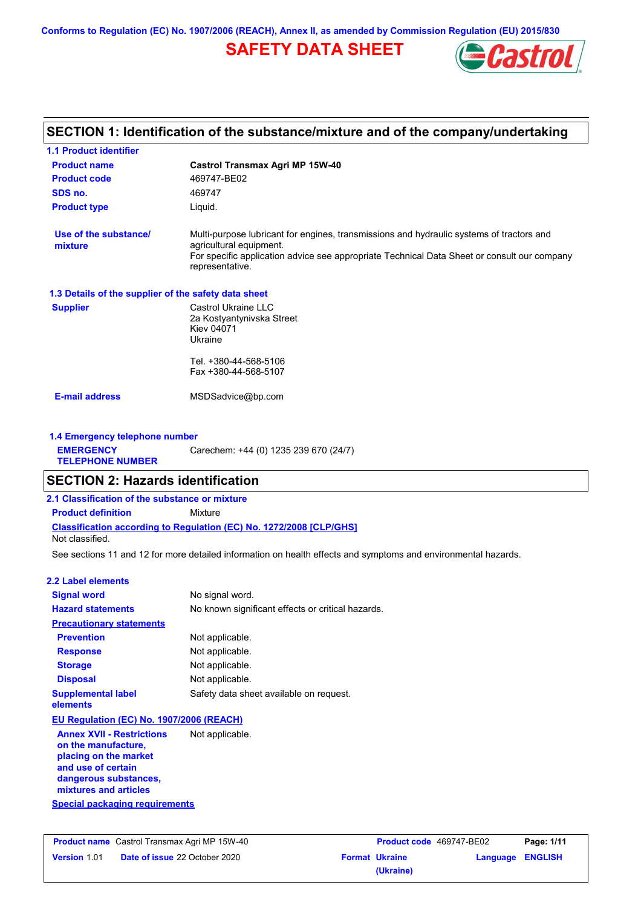Conforms to Regulation (EC) No. 1907/2006 (REACH), Annex II, as amended by Commission Regulation (EU) 2015/830

# SAFETY DATA SHEET

## SECTION 1: Identification of the substance/mixture and of the company/undertaking

### 1.1 Product identifier

| | |
|---|---|
| **Product name** | **Castrol Transmax Agri MP 15W-40** |
| **Product code** | 469747-BE02 |
| **SDS no.** | 469747 |
| **Product type** | Liquid. |
| **Use of the substance/ mixture** | Multi-purpose lubricant for engines, transmissions and hydraulic systems of tractors and agricultural equipment. For specific application advice see appropriate Technical Data Sheet or consult our company representative. |

### 1.3 Details of the supplier of the safety data sheet

**Supplier**

Castrol Ukraine LLC
2a Kostyantynivska Street
Kiev 04071
Ukraine

Tel. +380-44-568-5106
Fax +380-44-568-5107

**E-mail address** MSDSadvice@bp.com

### 1.4 Emergency telephone number

**EMERGENCY TELEPHONE NUMBER** Carechem: +44 (0) 1235 239 670 (24/7)

## SECTION 2: Hazards identification

### 2.1 Classification of the substance or mixture

**Product definition** Mixture

**Classification according to Regulation (EC) No. 1272/2008 [CLP/GHS]**

Not classified.

See sections 11 and 12 for more detailed information on health effects and symptoms and environmental hazards.

### 2.2 Label elements

| | |
|---|---|
| **Signal word** | No signal word. |
| **Hazard statements** | No known significant effects or critical hazards. |
| **Precautionary statements** | |
| **Prevention** | Not applicable. |
| **Response** | Not applicable. |
| **Storage** | Not applicable. |
| **Disposal** | Not applicable. |
| **Supplemental label elements** | Safety data sheet available on request. |

**EU Regulation (EC) No. 1907/2006 (REACH)**

**Annex XVII - Restrictions on the manufacture, placing on the market and use of certain dangerous substances, mixtures and articles** Not applicable.

**Special packaging requirements**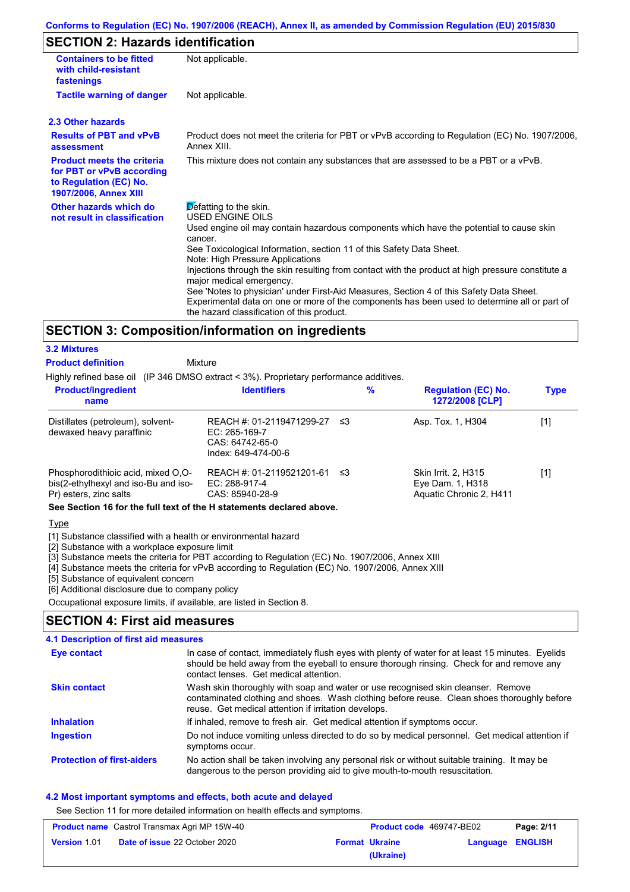## SECTION 2: Hazards identification

| | |
|---|---|
| **Containers to be fitted with child-resistant fastenings** | Not applicable. |
| **Tactile warning of danger** | Not applicable. |

### 2.3 Other hazards

| | |
|---|---|
| **Results of PBT and vPvB assessment** | Product does not meet the criteria for PBT or vPvB according to Regulation (EC) No. 1907/2006, Annex XIII. |
| **Product meets the criteria for PBT or vPvB according to Regulation (EC) No. 1907/2006, Annex XIII** | This mixture does not contain any substances that are assessed to be a PBT or a vPvB. |
| **Other hazards which do not result in classification** | Defatting to the skin.<br>USED ENGINE OILS<br>Used engine oil may contain hazardous components which have the potential to cause skin cancer.<br>See Toxicological Information, section 11 of this Safety Data Sheet.<br>Note: High Pressure Applications<br>Injections through the skin resulting from contact with the product at high pressure constitute a major medical emergency.<br>See 'Notes to physician' under First-Aid Measures, Section 4 of this Safety Data Sheet.<br>Experimental data on one or more of the components has been used to determine all or part of the hazard classification of this product. |

## SECTION 3: Composition/information on ingredients

### 3.2 Mixtures

**Product definition** Mixture

Highly refined base oil (IP 346 DMSO extract < 3%). Proprietary performance additives.

| Product/ingredient name | Identifiers | % | Regulation (EC) No. 1272/2008 [CLP] | Type |
|---|---|---|---|---|
| Distillates (petroleum), solvent-dewaxed heavy paraffinic | REACH #: 01-2119471299-27<br>EC: 265-169-7<br>CAS: 64742-65-0<br>Index: 649-474-00-6 | ≤3 | Asp. Tox. 1, H304 | [1] |
| Phosphorodithioic acid, mixed O,O-bis(2-ethylhexyl and iso-Bu and iso-Pr) esters, zinc salts | REACH #: 01-2119521201-61<br>EC: 288-917-4<br>CAS: 85940-28-9 | ≤3 | Skin Irrit. 2, H315<br>Eye Dam. 1, H318<br>Aquatic Chronic 2, H411 | [1] |

**See Section 16 for the full text of the H statements declared above.**

Type

[1] Substance classified with a health or environmental hazard
[2] Substance with a workplace exposure limit
[3] Substance meets the criteria for PBT according to Regulation (EC) No. 1907/2006, Annex XIII
[4] Substance meets the criteria for vPvB according to Regulation (EC) No. 1907/2006, Annex XIII
[5] Substance of equivalent concern
[6] Additional disclosure due to company policy

Occupational exposure limits, if available, are listed in Section 8.

## SECTION 4: First aid measures

### 4.1 Description of first aid measures

| | |
|---|---|
| **Eye contact** | In case of contact, immediately flush eyes with plenty of water for at least 15 minutes. Eyelids should be held away from the eyeball to ensure thorough rinsing. Check for and remove any contact lenses. Get medical attention. |
| **Skin contact** | Wash skin thoroughly with soap and water or use recognised skin cleanser. Remove contaminated clothing and shoes. Wash clothing before reuse. Clean shoes thoroughly before reuse. Get medical attention if irritation develops. |
| **Inhalation** | If inhaled, remove to fresh air. Get medical attention if symptoms occur. |
| **Ingestion** | Do not induce vomiting unless directed to do so by medical personnel. Get medical attention if symptoms occur. |
| **Protection of first-aiders** | No action shall be taken involving any personal risk or without suitable training. It may be dangerous to the person providing aid to give mouth-to-mouth resuscitation. |

### 4.2 Most important symptoms and effects, both acute and delayed

See Section 11 for more detailed information on health effects and symptoms.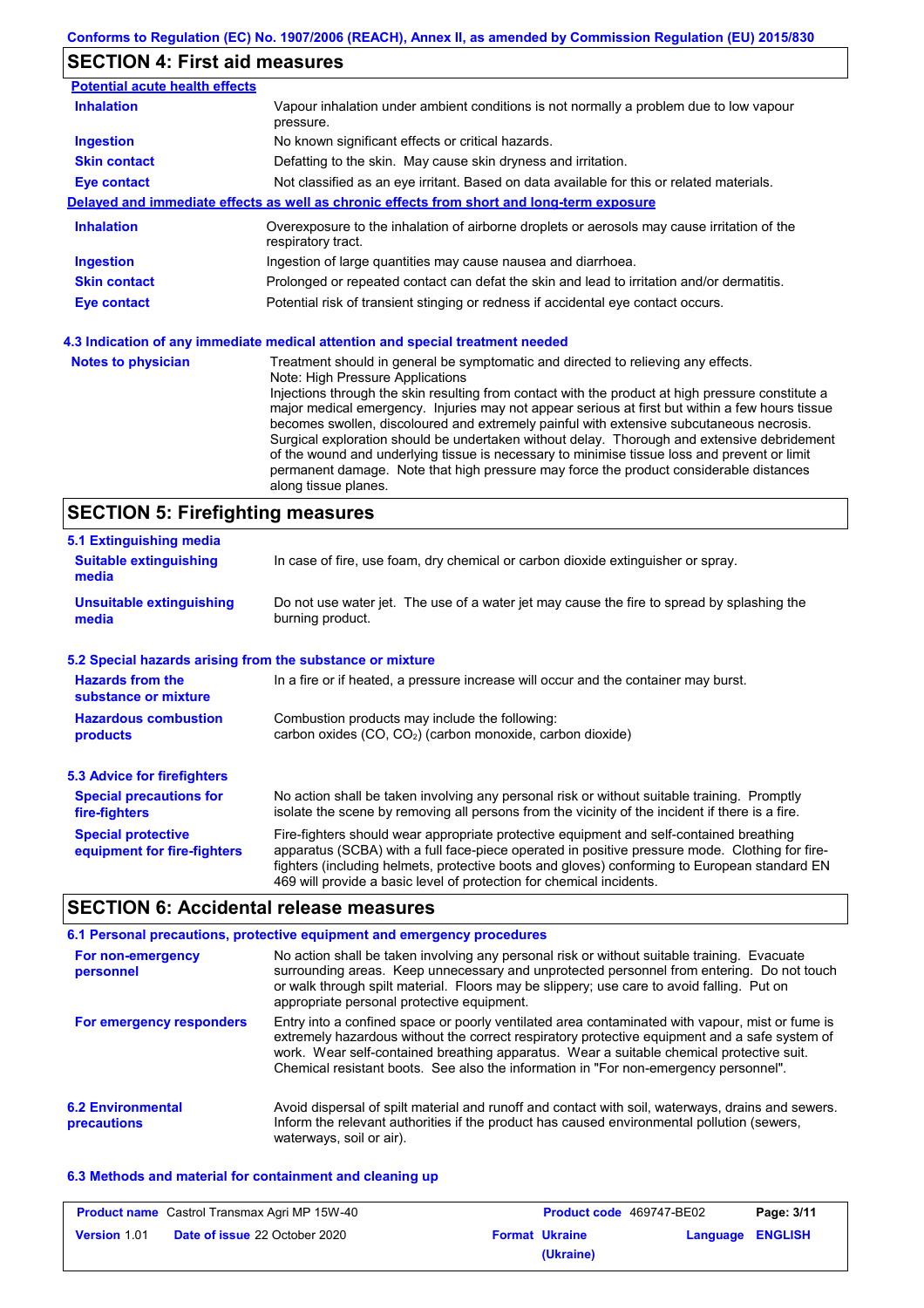## SECTION 4: First aid measures

**Potential acute health effects**

| | |
|---|---|
| **Inhalation** | Vapour inhalation under ambient conditions is not normally a problem due to low vapour pressure. |
| **Ingestion** | No known significant effects or critical hazards. |
| **Skin contact** | Defatting to the skin. May cause skin dryness and irritation. |
| **Eye contact** | Not classified as an eye irritant. Based on data available for this or related materials. |

**Delayed and immediate effects as well as chronic effects from short and long-term exposure**

| | |
|---|---|
| **Inhalation** | Overexposure to the inhalation of airborne droplets or aerosols may cause irritation of the respiratory tract. |
| **Ingestion** | Ingestion of large quantities may cause nausea and diarrhoea. |
| **Skin contact** | Prolonged or repeated contact can defat the skin and lead to irritation and/or dermatitis. |
| **Eye contact** | Potential risk of transient stinging or redness if accidental eye contact occurs. |

### 4.3 Indication of any immediate medical attention and special treatment needed

**Notes to physician**

Treatment should in general be symptomatic and directed to relieving any effects.
Note: High Pressure Applications
Injections through the skin resulting from contact with the product at high pressure constitute a major medical emergency. Injuries may not appear serious at first but within a few hours tissue becomes swollen, discoloured and extremely painful with extensive subcutaneous necrosis. Surgical exploration should be undertaken without delay. Thorough and extensive debridement of the wound and underlying tissue is necessary to minimise tissue loss and prevent or limit permanent damage. Note that high pressure may force the product considerable distances along tissue planes.

## SECTION 5: Firefighting measures

### 5.1 Extinguishing media

| | |
|---|---|
| **Suitable extinguishing media** | In case of fire, use foam, dry chemical or carbon dioxide extinguisher or spray. |
| **Unsuitable extinguishing media** | Do not use water jet. The use of a water jet may cause the fire to spread by splashing the burning product. |

### 5.2 Special hazards arising from the substance or mixture

| | |
|---|---|
| **Hazards from the substance or mixture** | In a fire or if heated, a pressure increase will occur and the container may burst. |
| **Hazardous combustion products** | Combustion products may include the following: carbon oxides (CO, $CO_2$) (carbon monoxide, carbon dioxide) |

### 5.3 Advice for firefighters

| | |
|---|---|
| **Special precautions for fire-fighters** | No action shall be taken involving any personal risk or without suitable training. Promptly isolate the scene by removing all persons from the vicinity of the incident if there is a fire. |
| **Special protective equipment for fire-fighters** | Fire-fighters should wear appropriate protective equipment and self-contained breathing apparatus (SCBA) with a full face-piece operated in positive pressure mode. Clothing for fire-fighters (including helmets, protective boots and gloves) conforming to European standard EN 469 will provide a basic level of protection for chemical incidents. |

## SECTION 6: Accidental release measures

### 6.1 Personal precautions, protective equipment and emergency procedures

| | |
|---|---|
| **For non-emergency personnel** | No action shall be taken involving any personal risk or without suitable training. Evacuate surrounding areas. Keep unnecessary and unprotected personnel from entering. Do not touch or walk through spilt material. Floors may be slippery; use care to avoid falling. Put on appropriate personal protective equipment. |
| **For emergency responders** | Entry into a confined space or poorly ventilated area contaminated with vapour, mist or fume is extremely hazardous without the correct respiratory protective equipment and a safe system of work. Wear self-contained breathing apparatus. Wear a suitable chemical protective suit. Chemical resistant boots. See also the information in "For non-emergency personnel". |

### 6.2 Environmental precautions

Avoid dispersal of spilt material and runoff and contact with soil, waterways, drains and sewers. Inform the relevant authorities if the product has caused environmental pollution (sewers, waterways, soil or air).

### 6.3 Methods and material for containment and cleaning up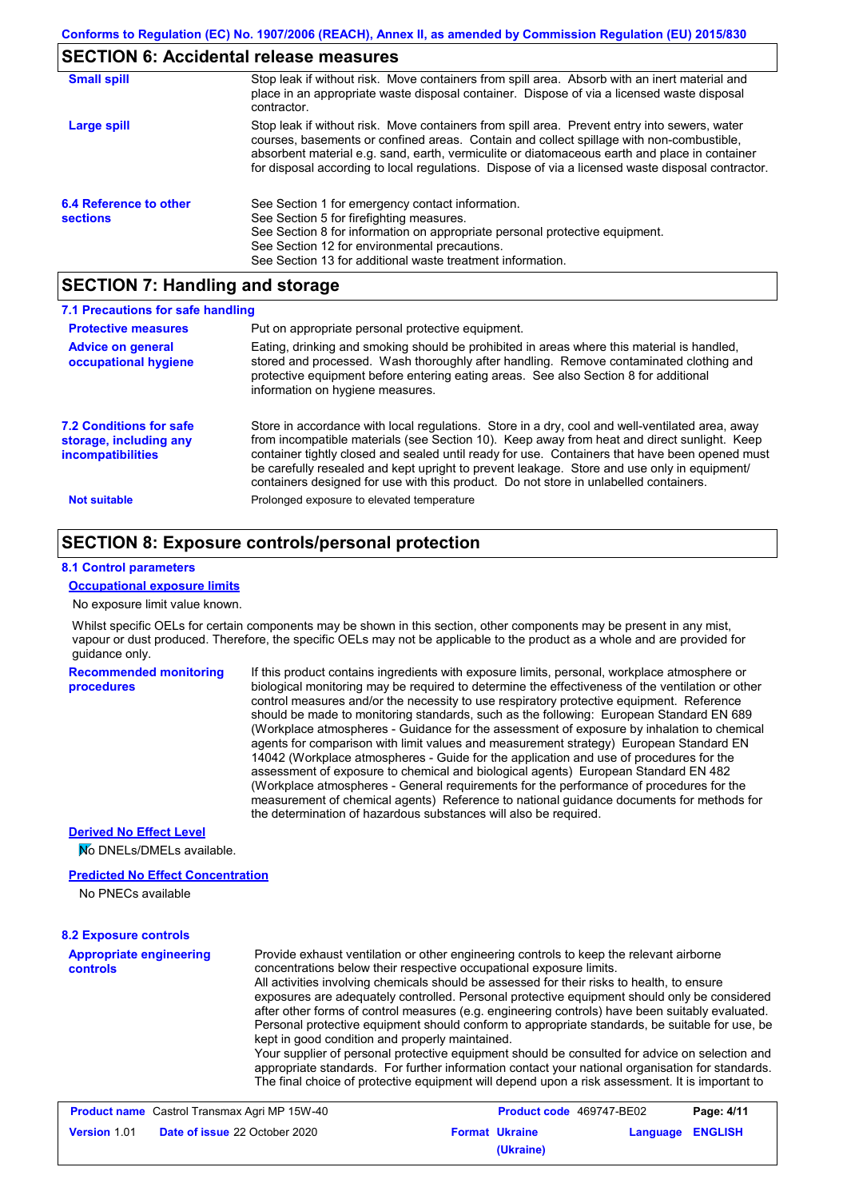## SECTION 6: Accidental release measures

| | |
|---|---|
| **Small spill** | Stop leak if without risk. Move containers from spill area. Absorb with an inert material and place in an appropriate waste disposal container. Dispose of via a licensed waste disposal contractor. |
| **Large spill** | Stop leak if without risk. Move containers from spill area. Prevent entry into sewers, water courses, basements or confined areas. Contain and collect spillage with non-combustible, absorbent material e.g. sand, earth, vermiculite or diatomaceous earth and place in container for disposal according to local regulations. Dispose of via a licensed waste disposal contractor. |
| **6.4 Reference to other sections** | See Section 1 for emergency contact information.<br>See Section 5 for firefighting measures.<br>See Section 8 for information on appropriate personal protective equipment.<br>See Section 12 for environmental precautions.<br>See Section 13 for additional waste treatment information. |

## SECTION 7: Handling and storage

### 7.1 Precautions for safe handling

| | |
|---|---|
| **Protective measures** | Put on appropriate personal protective equipment. |
| **Advice on general occupational hygiene** | Eating, drinking and smoking should be prohibited in areas where this material is handled, stored and processed. Wash thoroughly after handling. Remove contaminated clothing and protective equipment before entering eating areas. See also Section 8 for additional information on hygiene measures. |
| **7.2 Conditions for safe storage, including any incompatibilities** | Store in accordance with local regulations. Store in a dry, cool and well-ventilated area, away from incompatible materials (see Section 10). Keep away from heat and direct sunlight. Keep container tightly closed and sealed until ready for use. Containers that have been opened must be carefully resealed and kept upright to prevent leakage. Store and use only in equipment/ containers designed for use with this product. Do not store in unlabelled containers. |
| **Not suitable** | Prolonged exposure to elevated temperature |

## SECTION 8: Exposure controls/personal protection

### 8.1 Control parameters

**Occupational exposure limits**

No exposure limit value known.

Whilst specific OELs for certain components may be shown in this section, other components may be present in any mist, vapour or dust produced. Therefore, the specific OELs may not be applicable to the product as a whole and are provided for guidance only.

**Recommended monitoring procedures**

If this product contains ingredients with exposure limits, personal, workplace atmosphere or biological monitoring may be required to determine the effectiveness of the ventilation or other control measures and/or the necessity to use respiratory protective equipment. Reference should be made to monitoring standards, such as the following: European Standard EN 689 (Workplace atmospheres - Guidance for the assessment of exposure by inhalation to chemical agents for comparison with limit values and measurement strategy) European Standard EN 14042 (Workplace atmospheres - Guide for the application and use of procedures for the assessment of exposure to chemical and biological agents) European Standard EN 482 (Workplace atmospheres - General requirements for the performance of procedures for the measurement of chemical agents) Reference to national guidance documents for methods for the determination of hazardous substances will also be required.

**Derived No Effect Level**

No DNELs/DMELs available.

**Predicted No Effect Concentration**

No PNECs available

### 8.2 Exposure controls

**Appropriate engineering controls**

Provide exhaust ventilation or other engineering controls to keep the relevant airborne concentrations below their respective occupational exposure limits.
All activities involving chemicals should be assessed for their risks to health, to ensure exposures are adequately controlled. Personal protective equipment should only be considered after other forms of control measures (e.g. engineering controls) have been suitably evaluated. Personal protective equipment should conform to appropriate standards, be suitable for use, be kept in good condition and properly maintained.
Your supplier of personal protective equipment should be consulted for advice on selection and appropriate standards. For further information contact your national organisation for standards. The final choice of protective equipment will depend upon a risk assessment. It is important to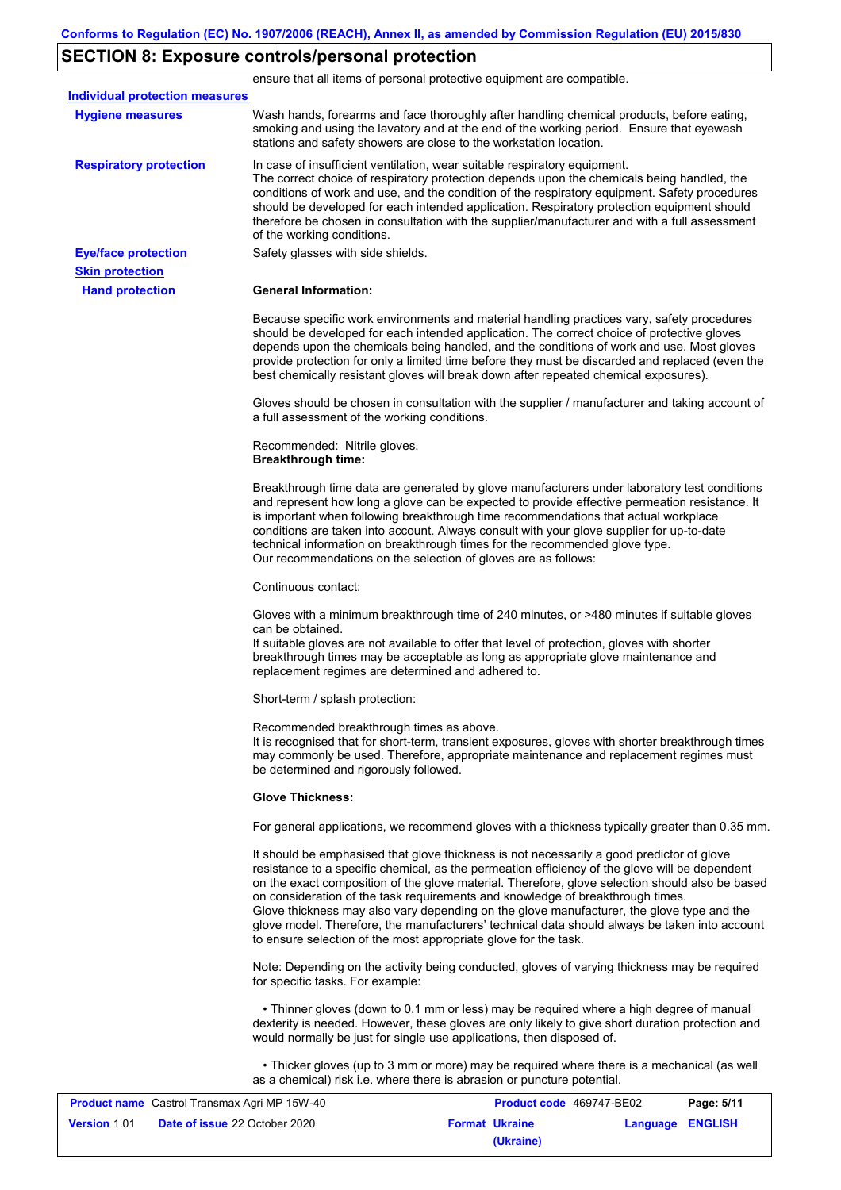## SECTION 8: Exposure controls/personal protection

ensure that all items of personal protective equipment are compatible.

**Individual protection measures**

**Hygiene measures**

Wash hands, forearms and face thoroughly after handling chemical products, before eating, smoking and using the lavatory and at the end of the working period. Ensure that eyewash stations and safety showers are close to the workstation location.

**Respiratory protection**

In case of insufficient ventilation, wear suitable respiratory equipment.
The correct choice of respiratory protection depends upon the chemicals being handled, the conditions of work and use, and the condition of the respiratory equipment. Safety procedures should be developed for each intended application. Respiratory protection equipment should therefore be chosen in consultation with the supplier/manufacturer and with a full assessment of the working conditions.

**Eye/face protection**

Safety glasses with side shields.

**Skin protection**

**Hand protection**

**General Information:**

Because specific work environments and material handling practices vary, safety procedures should be developed for each intended application. The correct choice of protective gloves depends upon the chemicals being handled, and the conditions of work and use. Most gloves provide protection for only a limited time before they must be discarded and replaced (even the best chemically resistant gloves will break down after repeated chemical exposures).

Gloves should be chosen in consultation with the supplier / manufacturer and taking account of a full assessment of the working conditions.

Recommended: Nitrile gloves.
**Breakthrough time:**

Breakthrough time data are generated by glove manufacturers under laboratory test conditions and represent how long a glove can be expected to provide effective permeation resistance. It is important when following breakthrough time recommendations that actual workplace conditions are taken into account. Always consult with your glove supplier for up-to-date technical information on breakthrough times for the recommended glove type.
Our recommendations on the selection of gloves are as follows:

Continuous contact:

Gloves with a minimum breakthrough time of 240 minutes, or >480 minutes if suitable gloves can be obtained.
If suitable gloves are not available to offer that level of protection, gloves with shorter breakthrough times may be acceptable as long as appropriate glove maintenance and replacement regimes are determined and adhered to.

Short-term / splash protection:

Recommended breakthrough times as above.
It is recognised that for short-term, transient exposures, gloves with shorter breakthrough times may commonly be used. Therefore, appropriate maintenance and replacement regimes must be determined and rigorously followed.

**Glove Thickness:**

For general applications, we recommend gloves with a thickness typically greater than 0.35 mm.

It should be emphasised that glove thickness is not necessarily a good predictor of glove resistance to a specific chemical, as the permeation efficiency of the glove will be dependent on the exact composition of the glove material. Therefore, glove selection should also be based on consideration of the task requirements and knowledge of breakthrough times.
Glove thickness may also vary depending on the glove manufacturer, the glove type and the glove model. Therefore, the manufacturers' technical data should always be taken into account to ensure selection of the most appropriate glove for the task.

Note: Depending on the activity being conducted, gloves of varying thickness may be required for specific tasks. For example:

- Thinner gloves (down to 0.1 mm or less) may be required where a high degree of manual dexterity is needed. However, these gloves are only likely to give short duration protection and would normally be just for single use applications, then disposed of.

- Thicker gloves (up to 3 mm or more) may be required where there is a mechanical (as well as a chemical) risk i.e. where there is abrasion or puncture potential.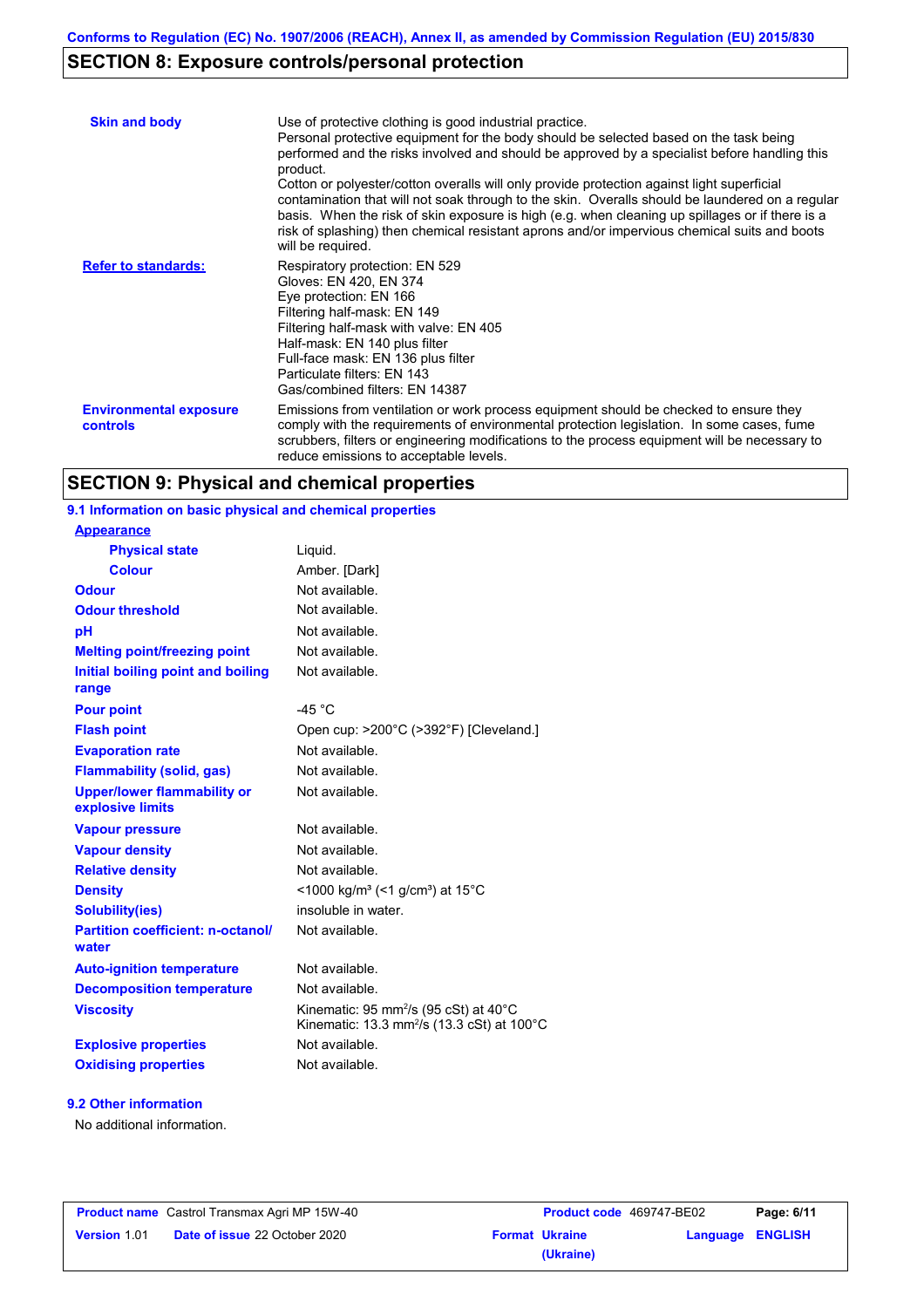## SECTION 8: Exposure controls/personal protection

| | |
|---|---|
| **Skin and body** | Use of protective clothing is good industrial practice. Personal protective equipment for the body should be selected based on the task being performed and the risks involved and should be approved by a specialist before handling this product. Cotton or polyester/cotton overalls will only provide protection against light superficial contamination that will not soak through to the skin. Overalls should be laundered on a regular basis. When the risk of skin exposure is high (e.g. when cleaning up spillages or if there is a risk of splashing) then chemical resistant aprons and/or impervious chemical suits and boots will be required. |
| **Refer to standards:** | Respiratory protection: EN 529<br>Gloves: EN 420, EN 374<br>Eye protection: EN 166<br>Filtering half-mask: EN 149<br>Filtering half-mask with valve: EN 405<br>Half-mask: EN 140 plus filter<br>Full-face mask: EN 136 plus filter<br>Particulate filters: EN 143<br>Gas/combined filters: EN 14387 |
| **Environmental exposure controls** | Emissions from ventilation or work process equipment should be checked to ensure they comply with the requirements of environmental protection legislation. In some cases, fume scrubbers, filters or engineering modifications to the process equipment will be necessary to reduce emissions to acceptable levels. |

## SECTION 9: Physical and chemical properties

### 9.1 Information on basic physical and chemical properties

| | |
|---|---|
| **Appearance** | |
| **Physical state** | Liquid. |
| **Colour** | Amber. [Dark] |
| **Odour** | Not available. |
| **Odour threshold** | Not available. |
| **pH** | Not available. |
| **Melting point/freezing point** | Not available. |
| **Initial boiling point and boiling range** | Not available. |
| **Pour point** | -45 °C |
| **Flash point** | Open cup: >200°C (>392°F) [Cleveland.] |
| **Evaporation rate** | Not available. |
| **Flammability (solid, gas)** | Not available. |
| **Upper/lower flammability or explosive limits** | Not available. |
| **Vapour pressure** | Not available. |
| **Vapour density** | Not available. |
| **Relative density** | Not available. |
| **Density** | <1000 kg/m³ (<1 g/cm³) at 15°C |
| **Solubility(ies)** | insoluble in water. |
| **Partition coefficient: n-octanol/water** | Not available. |
| **Auto-ignition temperature** | Not available. |
| **Decomposition temperature** | Not available. |
| **Viscosity** | Kinematic: 95 $mm^2/s$ (95 cSt) at 40°C<br>Kinematic: 13.3 $mm^2/s$ (13.3 cSt) at 100°C |
| **Explosive properties** | Not available. |
| **Oxidising properties** | Not available. |

### 9.2 Other information

No additional information.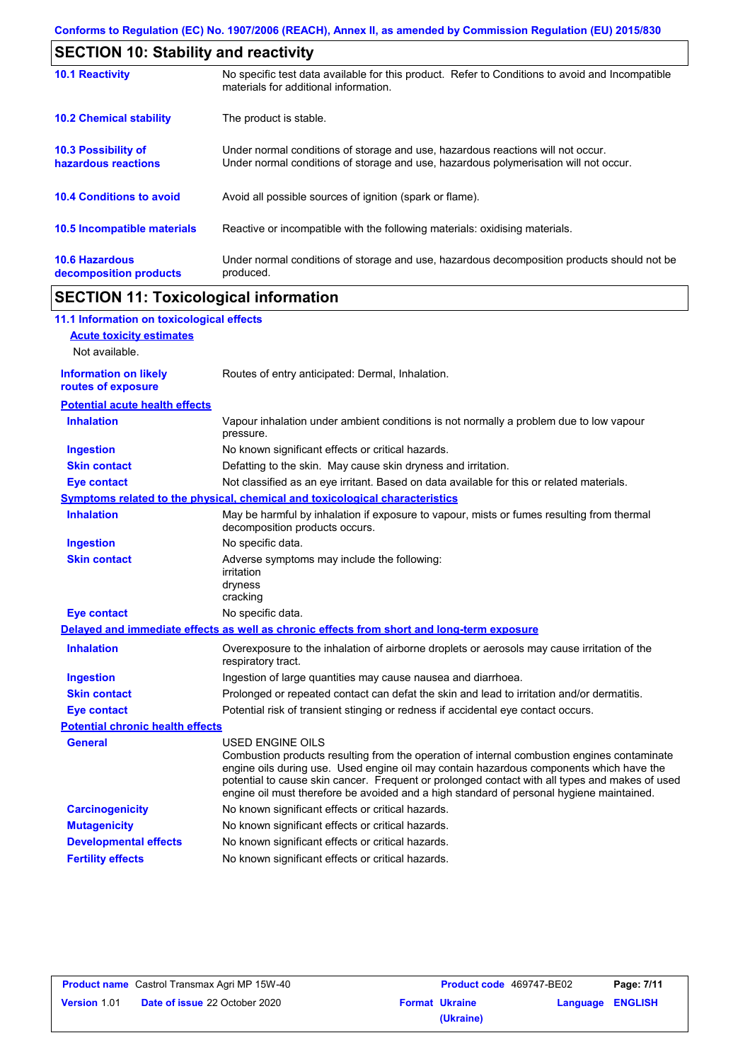## SECTION 10: Stability and reactivity

| | |
|---|---|
| **10.1 Reactivity** | No specific test data available for this product. Refer to Conditions to avoid and Incompatible materials for additional information. |
| **10.2 Chemical stability** | The product is stable. |
| **10.3 Possibility of hazardous reactions** | Under normal conditions of storage and use, hazardous reactions will not occur. Under normal conditions of storage and use, hazardous polymerisation will not occur. |
| **10.4 Conditions to avoid** | Avoid all possible sources of ignition (spark or flame). |
| **10.5 Incompatible materials** | Reactive or incompatible with the following materials: oxidising materials. |
| **10.6 Hazardous decomposition products** | Under normal conditions of storage and use, hazardous decomposition products should not be produced. |

## SECTION 11: Toxicological information

### 11.1 Information on toxicological effects

**Acute toxicity estimates**

Not available.

| | |
|---|---|
| **Information on likely routes of exposure** | Routes of entry anticipated: Dermal, Inhalation. |

**Potential acute health effects**

| | |
|---|---|
| **Inhalation** | Vapour inhalation under ambient conditions is not normally a problem due to low vapour pressure. |
| **Ingestion** | No known significant effects or critical hazards. |
| **Skin contact** | Defatting to the skin. May cause skin dryness and irritation. |
| **Eye contact** | Not classified as an eye irritant. Based on data available for this or related materials. |

**Symptoms related to the physical, chemical and toxicological characteristics**

| | |
|---|---|
| **Inhalation** | May be harmful by inhalation if exposure to vapour, mists or fumes resulting from thermal decomposition products occurs. |
| **Ingestion** | No specific data. |
| **Skin contact** | Adverse symptoms may include the following:<br>irritation<br>dryness<br>cracking |
| **Eye contact** | No specific data. |

**Delayed and immediate effects as well as chronic effects from short and long-term exposure**

| | |
|---|---|
| **Inhalation** | Overexposure to the inhalation of airborne droplets or aerosols may cause irritation of the respiratory tract. |
| **Ingestion** | Ingestion of large quantities may cause nausea and diarrhoea. |
| **Skin contact** | Prolonged or repeated contact can defat the skin and lead to irritation and/or dermatitis. |
| **Eye contact** | Potential risk of transient stinging or redness if accidental eye contact occurs. |

**Potential chronic health effects**

| | |
|---|---|
| **General** | USED ENGINE OILS<br>Combustion products resulting from the operation of internal combustion engines contaminate engine oils during use. Used engine oil may contain hazardous components which have the potential to cause skin cancer. Frequent or prolonged contact with all types and makes of used engine oil must therefore be avoided and a high standard of personal hygiene maintained. |
| **Carcinogenicity** | No known significant effects or critical hazards. |
| **Mutagenicity** | No known significant effects or critical hazards. |
| **Developmental effects** | No known significant effects or critical hazards. |
| **Fertility effects** | No known significant effects or critical hazards. |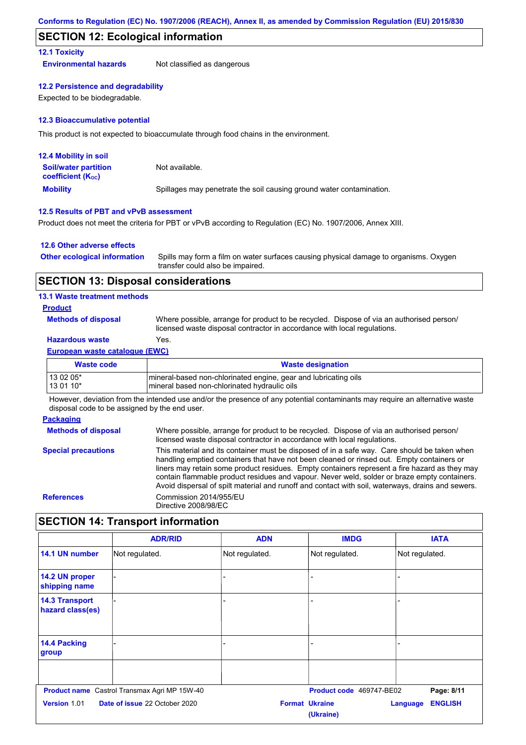## SECTION 12: Ecological information

### 12.1 Toxicity

**Environmental hazards** Not classified as dangerous

### 12.2 Persistence and degradability

Expected to be biodegradable.

### 12.3 Bioaccumulative potential

This product is not expected to bioaccumulate through food chains in the environment.

### 12.4 Mobility in soil

**Soil/water partition coefficient ($K_{OC}$)** Not available.

**Mobility** Spillages may penetrate the soil causing ground water contamination.

### 12.5 Results of PBT and vPvB assessment

Product does not meet the criteria for PBT or vPvB according to Regulation (EC) No. 1907/2006, Annex XIII.

### 12.6 Other adverse effects

**Other ecological information** Spills may form a film on water surfaces causing physical damage to organisms. Oxygen transfer could also be impaired.

## SECTION 13: Disposal considerations

### 13.1 Waste treatment methods

**Product**

**Methods of disposal** Where possible, arrange for product to be recycled. Dispose of via an authorised person/ licensed waste disposal contractor in accordance with local regulations.

**Hazardous waste** Yes.

**European waste catalogue (EWC)**

| Waste code | Waste designation |
|---|---|
| 13 02 05* | mineral-based non-chlorinated engine, gear and lubricating oils |
| 13 01 10* | mineral based non-chlorinated hydraulic oils |

However, deviation from the intended use and/or the presence of any potential contaminants may require an alternative waste disposal code to be assigned by the end user.

**Packaging**

**Methods of disposal** Where possible, arrange for product to be recycled. Dispose of via an authorised person/ licensed waste disposal contractor in accordance with local regulations.

**Special precautions** This material and its container must be disposed of in a safe way. Care should be taken when handling emptied containers that have not been cleaned or rinsed out. Empty containers or liners may retain some product residues. Empty containers represent a fire hazard as they may contain flammable product residues and vapour. Never weld, solder or braze empty containers. Avoid dispersal of spilt material and runoff and contact with soil, waterways, drains and sewers.

**References** Commission 2014/955/EU
Directive 2008/98/EC

## SECTION 14: Transport information

| | ADR/RID | ADN | IMDG | IATA |
|---|---|---|---|---|
| **14.1 UN number** | Not regulated. | Not regulated. | Not regulated. | Not regulated. |
| **14.2 UN proper shipping name** | - | - | - | - |
| **14.3 Transport hazard class(es)** | - | - | - | - |
| **14.4 Packing group** | - | - | - | - |
| | | | | |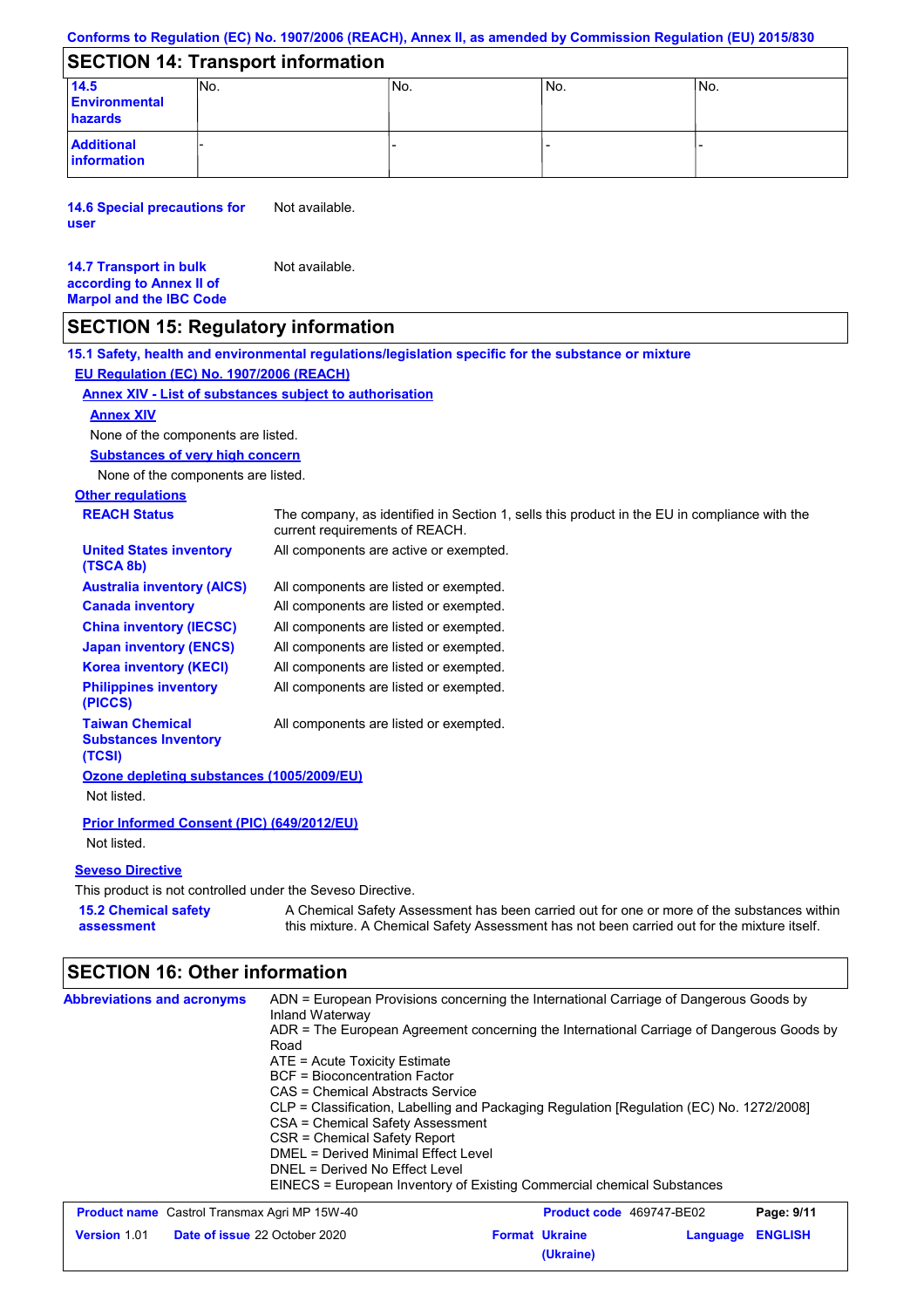Conforms to Regulation (EC) No. 1907/2006 (REACH), Annex II, as amended by Commission Regulation (EU) 2015/830

## SECTION 14: Transport information

| | | | | |
|---|---|---|---|---|
| **14.5 Environmental hazards** | No. | No. | No. | No. |
| **Additional information** | - | - | - | - |

**14.6 Special precautions for user** Not available.

**14.7 Transport in bulk according to Annex II of Marpol and the IBC Code** Not available.

## SECTION 15: Regulatory information

**15.1 Safety, health and environmental regulations/legislation specific for the substance or mixture**

**EU Regulation (EC) No. 1907/2006 (REACH)**

**Annex XIV - List of substances subject to authorisation**

**Annex XIV**

None of the components are listed.

**Substances of very high concern**

None of the components are listed.

**Other regulations**

| | |
|---|---|
| **REACH Status** | The company, as identified in Section 1, sells this product in the EU in compliance with the current requirements of REACH. |
| **United States inventory (TSCA 8b)** | All components are active or exempted. |
| **Australia inventory (AICS)** | All components are listed or exempted. |
| **Canada inventory** | All components are listed or exempted. |
| **China inventory (IECSC)** | All components are listed or exempted. |
| **Japan inventory (ENCS)** | All components are listed or exempted. |
| **Korea inventory (KECI)** | All components are listed or exempted. |
| **Philippines inventory (PICCS)** | All components are listed or exempted. |
| **Taiwan Chemical Substances Inventory (TCSI)** | All components are listed or exempted. |

**Ozone depleting substances (1005/2009/EU)**

Not listed.

**Prior Informed Consent (PIC) (649/2012/EU)**

Not listed.

**Seveso Directive**

This product is not controlled under the Seveso Directive.

**15.2 Chemical safety assessment** A Chemical Safety Assessment has been carried out for one or more of the substances within this mixture. A Chemical Safety Assessment has not been carried out for the mixture itself.

## SECTION 16: Other information

**Abbreviations and acronyms**

ADN = European Provisions concerning the International Carriage of Dangerous Goods by Inland Waterway
ADR = The European Agreement concerning the International Carriage of Dangerous Goods by Road
ATE = Acute Toxicity Estimate
BCF = Bioconcentration Factor
CAS = Chemical Abstracts Service
CLP = Classification, Labelling and Packaging Regulation [Regulation (EC) No. 1272/2008]
CSA = Chemical Safety Assessment
CSR = Chemical Safety Report
DMEL = Derived Minimal Effect Level
DNEL = Derived No Effect Level
EINECS = European Inventory of Existing Commercial chemical Substances

| | | | |
|---|---|---|---|
| **Product name** Castrol Transmax Agri MP 15W-40 | | **Product code** 469747-BE02 | |
| **Version** 1.01 | **Date of issue** 22 October 2020 | **Format** Ukraine (Ukraine) | **Language** ENGLISH |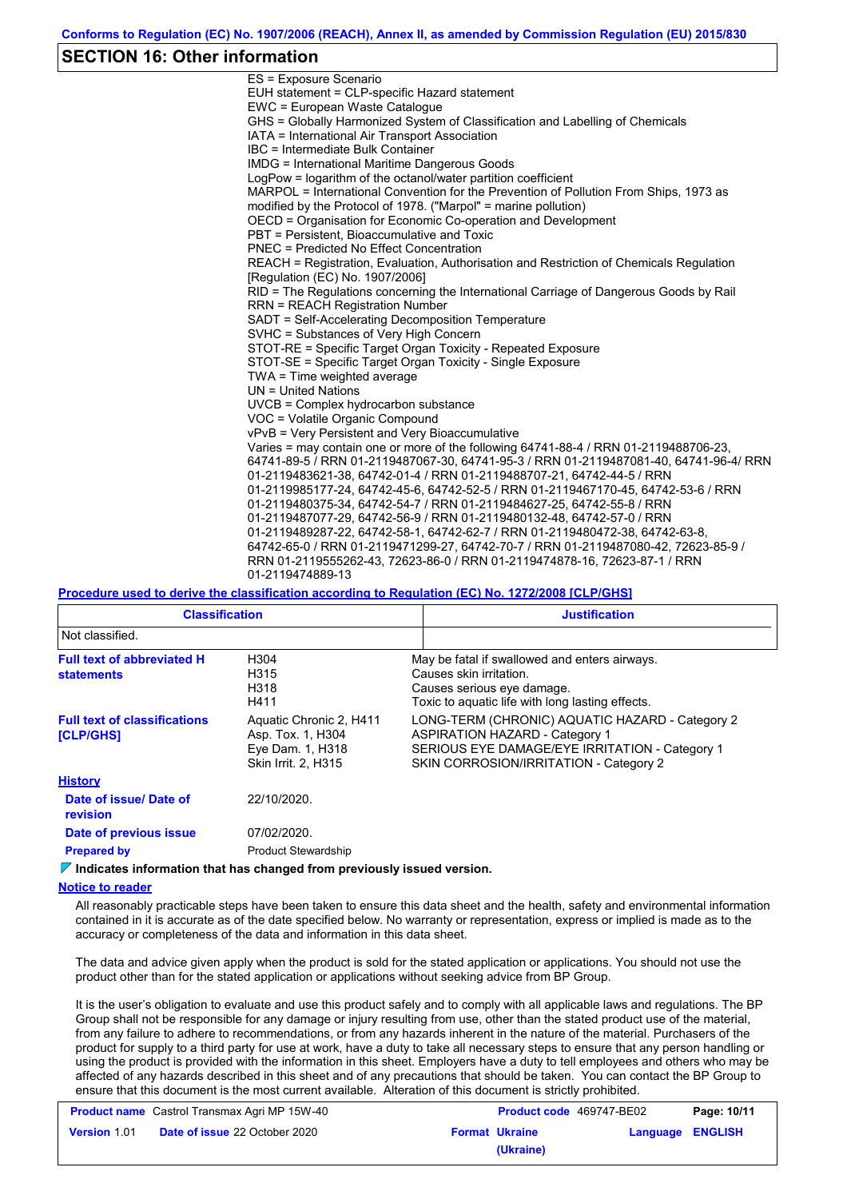## SECTION 16: Other information

ES = Exposure Scenario
EUH statement = CLP-specific Hazard statement
EWC = European Waste Catalogue
GHS = Globally Harmonized System of Classification and Labelling of Chemicals
IATA = International Air Transport Association
IBC = Intermediate Bulk Container
IMDG = International Maritime Dangerous Goods
LogPow = logarithm of the octanol/water partition coefficient
MARPOL = International Convention for the Prevention of Pollution From Ships, 1973 as modified by the Protocol of 1978. ("Marpol" = marine pollution)
OECD = Organisation for Economic Co-operation and Development
PBT = Persistent, Bioaccumulative and Toxic
PNEC = Predicted No Effect Concentration
REACH = Registration, Evaluation, Authorisation and Restriction of Chemicals Regulation [Regulation (EC) No. 1907/2006]
RID = The Regulations concerning the International Carriage of Dangerous Goods by Rail
RRN = REACH Registration Number
SADT = Self-Accelerating Decomposition Temperature
SVHC = Substances of Very High Concern
STOT-RE = Specific Target Organ Toxicity - Repeated Exposure
STOT-SE = Specific Target Organ Toxicity - Single Exposure
TWA = Time weighted average
UN = United Nations
UVCB = Complex hydrocarbon substance
VOC = Volatile Organic Compound
vPvB = Very Persistent and Very Bioaccumulative
Varies = may contain one or more of the following 64741-88-4 / RRN 01-2119488706-23, 64741-89-5 / RRN 01-2119487067-30, 64741-95-3 / RRN 01-2119487081-40, 64741-96-4/ RRN 01-2119483621-38, 64742-01-4 / RRN 01-2119488707-21, 64742-44-5 / RRN 01-2119985177-24, 64742-45-6, 64742-52-5 / RRN 01-2119467170-45, 64742-53-6 / RRN 01-2119480375-34, 64742-54-7 / RRN 01-2119484627-25, 64742-55-8 / RRN 01-2119487077-29, 64742-56-9 / RRN 01-2119480132-48, 64742-57-0 / RRN 01-2119489287-22, 64742-58-1, 64742-62-7 / RRN 01-2119480472-38, 64742-63-8, 64742-65-0 / RRN 01-2119471299-27, 64742-70-7 / RRN 01-2119487080-42, 72623-85-9 / RRN 01-2119555262-43, 72623-86-0 / RRN 01-2119474878-16, 72623-87-1 / RRN 01-2119474889-13

**Procedure used to derive the classification according to Regulation (EC) No. 1272/2008 [CLP/GHS]**

| Classification | Justification |
|---|---|
| Not classified. | |

**Full text of abbreviated H statements**

| | |
|---|---|
| H304 | May be fatal if swallowed and enters airways. |
| H315 | Causes skin irritation. |
| H318 | Causes serious eye damage. |
| H411 | Toxic to aquatic life with long lasting effects. |

**Full text of classifications [CLP/GHS]**

| | |
|---|---|
| Aquatic Chronic 2, H411 | LONG-TERM (CHRONIC) AQUATIC HAZARD - Category 2 |
| Asp. Tox. 1, H304 | ASPIRATION HAZARD - Category 1 |
| Eye Dam. 1, H318 | SERIOUS EYE DAMAGE/EYE IRRITATION - Category 1 |
| Skin Irrit. 2, H315 | SKIN CORROSION/IRRITATION - Category 2 |

**History**

**Date of issue/ Date of revision:** 22/10/2020.

**Date of previous issue:** 07/02/2020.

**Prepared by:** Product Stewardship

**Indicates information that has changed from previously issued version.**

**Notice to reader**

All reasonably practicable steps have been taken to ensure this data sheet and the health, safety and environmental information contained in it is accurate as of the date specified below. No warranty or representation, express or implied is made as to the accuracy or completeness of the data and information in this data sheet.

The data and advice given apply when the product is sold for the stated application or applications. You should not use the product other than for the stated application or applications without seeking advice from BP Group.

It is the user's obligation to evaluate and use this product safely and to comply with all applicable laws and regulations. The BP Group shall not be responsible for any damage or injury resulting from use, other than the stated product use of the material, from any failure to adhere to recommendations, or from any hazards inherent in the nature of the material. Purchasers of the product for supply to a third party for use at work, have a duty to take all necessary steps to ensure that any person handling or using the product is provided with the information in this sheet. Employers have a duty to tell employees and others who may be affected of any hazards described in this sheet and of any precautions that should be taken. You can contact the BP Group to ensure that this document is the most current available. Alteration of this document is strictly prohibited.